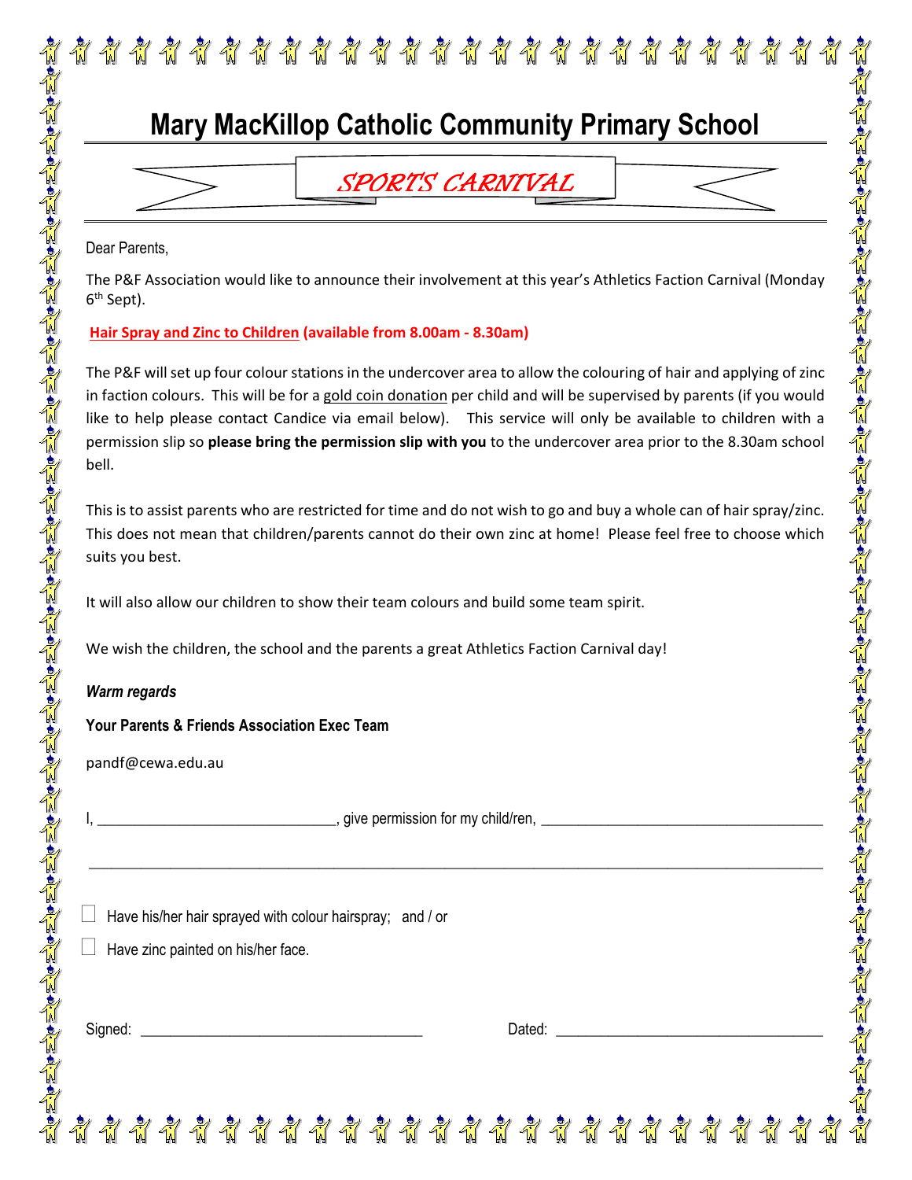# Mary MacKillop Catholic Community Primary School

## *SPORTS CARNIVAL*

Dear Parents,

The P&F Association would like to announce their involvement at this year's Athletics Faction Carnival (Monday 6th Sept).

**Hair Spray and Zinc to Children (available from 8.00am - 8.30am)**

The P&F will set up four colour stations in the undercover area to allow the colouring of hair and applying of zinc in faction colours. This will be for a gold coin donation per child and will be supervised by parents (if you would like to help please contact Candice via email below). This service will only be available to children with a permission slip so **please bring the permission slip with you** to the undercover area prior to the 8.30am school bell.

This is to assist parents who are restricted for time and do not wish to go and buy a whole can of hair spray/zinc. This does not mean that children/parents cannot do their own zinc at home! Please feel free to choose which suits you best.

It will also allow our children to show their team colours and build some team spirit.

We wish the children, the school and the parents a great Athletics Faction Carnival day!

***Warm regards***

**Your Parents & Friends Association Exec Team**

pandf@cewa.edu.au

I, ______________________________, give permission for my child/ren, ____________________________________

_____________________________________________________________________________________________

☐ Have his/her hair sprayed with colour hairspray; and / or

☐ Have zinc painted on his/her face.

Signed: ____________________________________ Dated: __________________________________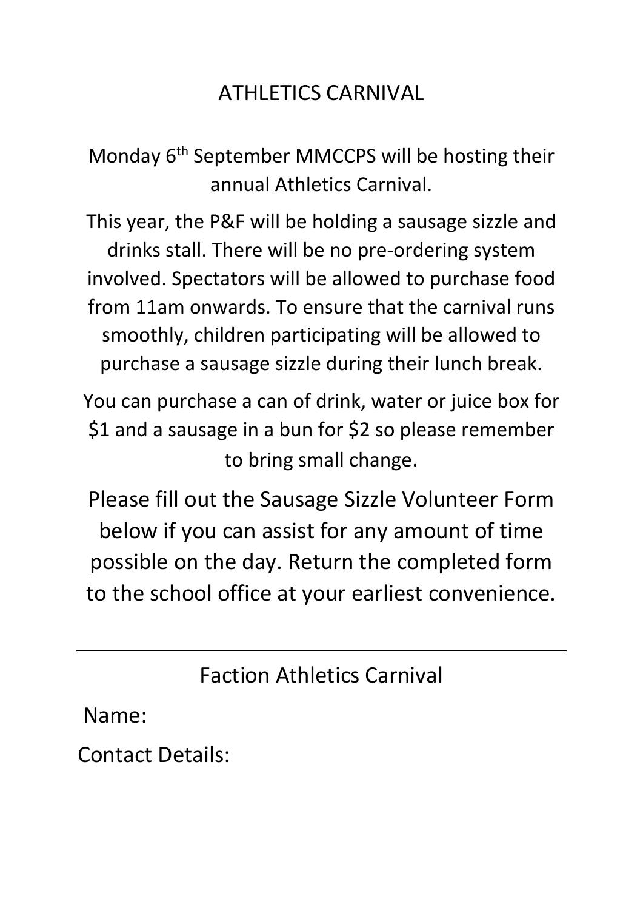# ATHLETICS CARNIVAL

Monday 6th September MMCCPS will be hosting their annual Athletics Carnival.

This year, the P&F will be holding a sausage sizzle and drinks stall. There will be no pre-ordering system involved. Spectators will be allowed to purchase food from 11am onwards. To ensure that the carnival runs smoothly, children participating will be allowed to purchase a sausage sizzle during their lunch break.

You can purchase a can of drink, water or juice box for $1 and a sausage in a bun for $2 so please remember to bring small change.

Please fill out the Sausage Sizzle Volunteer Form below if you can assist for any amount of time possible on the day. Return the completed form to the school office at your earliest convenience.

---

## Faction Athletics Carnival

Name:

Contact Details: